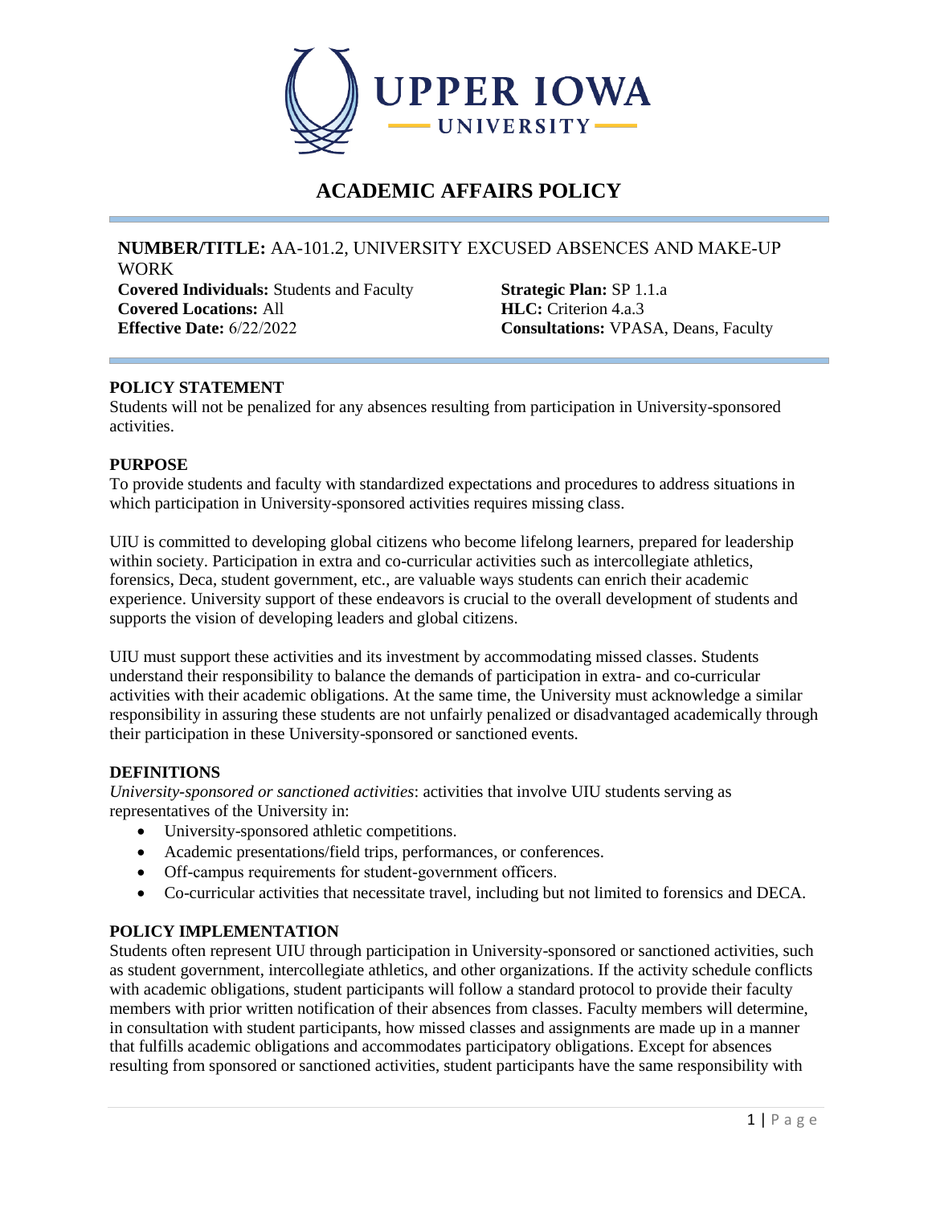# ACADEMIC AFFAIRS POLICY

**NUMBER/TITLE:** AA-101.2, UNIVERSITY EXCUSED ABSENCES AND MAKE-UP WORK

**Covered Individuals:** Students and Faculty
**Covered Locations:** All
**Effective Date:** 6/22/2022

**Strategic Plan:** SP 1.1.a
**HLC:** Criterion 4.a.3
**Consultations:** VPASA, Deans, Faculty

## POLICY STATEMENT

Students will not be penalized for any absences resulting from participation in University-sponsored activities.

## PURPOSE

To provide students and faculty with standardized expectations and procedures to address situations in which participation in University-sponsored activities requires missing class.

UIU is committed to developing global citizens who become lifelong learners, prepared for leadership within society. Participation in extra and co-curricular activities such as intercollegiate athletics, forensics, Deca, student government, etc., are valuable ways students can enrich their academic experience. University support of these endeavors is crucial to the overall development of students and supports the vision of developing leaders and global citizens.

UIU must support these activities and its investment by accommodating missed classes. Students understand their responsibility to balance the demands of participation in extra- and co-curricular activities with their academic obligations. At the same time, the University must acknowledge a similar responsibility in assuring these students are not unfairly penalized or disadvantaged academically through their participation in these University-sponsored or sanctioned events.

## DEFINITIONS

*University-sponsored or sanctioned activities*: activities that involve UIU students serving as representatives of the University in:

- University-sponsored athletic competitions.
- Academic presentations/field trips, performances, or conferences.
- Off-campus requirements for student-government officers.
- Co-curricular activities that necessitate travel, including but not limited to forensics and DECA.

## POLICY IMPLEMENTATION

Students often represent UIU through participation in University-sponsored or sanctioned activities, such as student government, intercollegiate athletics, and other organizations. If the activity schedule conflicts with academic obligations, student participants will follow a standard protocol to provide their faculty members with prior written notification of their absences from classes. Faculty members will determine, in consultation with student participants, how missed classes and assignments are made up in a manner that fulfills academic obligations and accommodates participatory obligations. Except for absences resulting from sponsored or sanctioned activities, student participants have the same responsibility with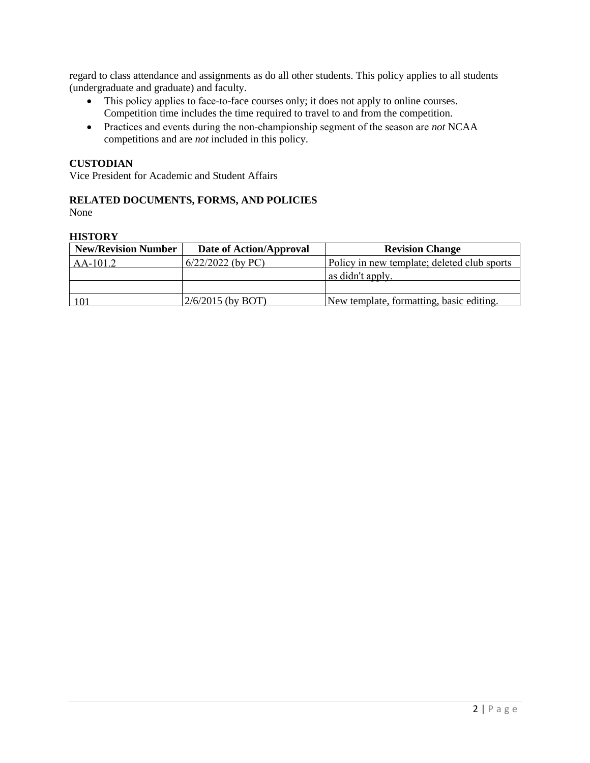regard to class attendance and assignments as do all other students. This policy applies to all students (undergraduate and graduate) and faculty.

- This policy applies to face-to-face courses only; it does not apply to online courses. Competition time includes the time required to travel to and from the competition.
- Practices and events during the non-championship segment of the season are *not* NCAA competitions and are *not* included in this policy.

**CUSTODIAN**

Vice President for Academic and Student Affairs

**RELATED DOCUMENTS, FORMS, AND POLICIES**

None

**HISTORY**

| New/Revision Number | Date of Action/Approval | Revision Change |
|---|---|---|
| AA-101.2 | 6/22/2022 (by PC) | Policy in new template; deleted club sports as didn't apply. |
| | | |
| 101 | 2/6/2015 (by BOT) | New template, formatting, basic editing. |